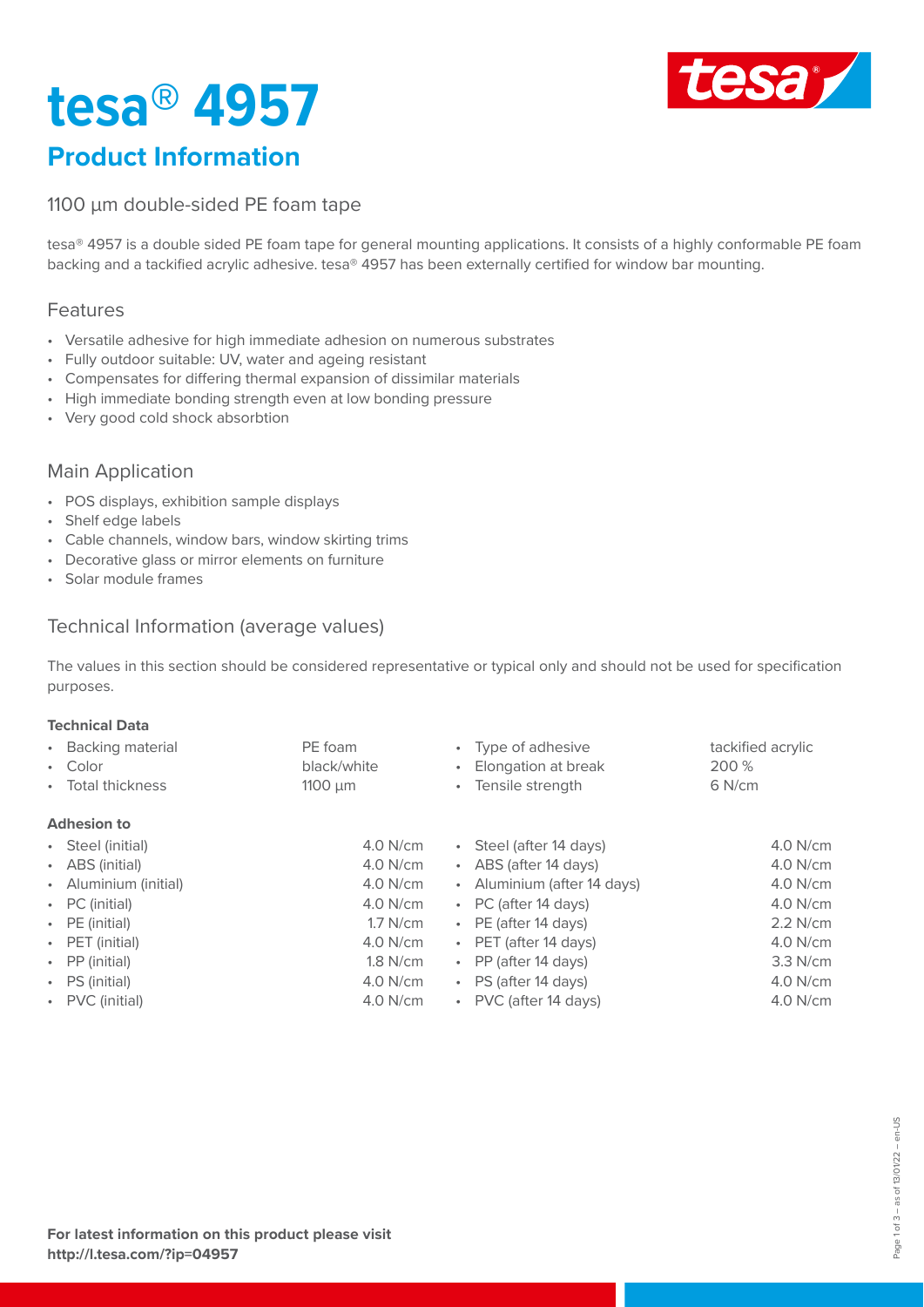# tesa® 4957

## Product Information

### 1100 µm double-sided PE foam tape

tesa® 4957 is a double sided PE foam tape for general mounting applications. It consists of a highly conformable PE foam backing and a tackified acrylic adhesive. tesa® 4957 has been externally certified for window bar mounting.

### Features

- Versatile adhesive for high immediate adhesion on numerous substrates
- Fully outdoor suitable: UV, water and ageing resistant
- Compensates for differing thermal expansion of dissimilar materials
- High immediate bonding strength even at low bonding pressure
- Very good cold shock absorbtion

### Main Application

- POS displays, exhibition sample displays
- Shelf edge labels
- Cable channels, window bars, window skirting trims
- Decorative glass or mirror elements on furniture
- Solar module frames

### Technical Information (average values)

The values in this section should be considered representative or typical only and should not be used for specification purposes.

**Technical Data**

| Property | Value | Property | Value |
|---|---|---|---|
| Backing material | PE foam | Type of adhesive | tackified acrylic |
| Color | black/white | Elongation at break | 200 % |
| Total thickness | 1100 µm | Tensile strength | 6 N/cm |

**Adhesion to**

| Substrate | Value | Substrate | Value |
|---|---|---|---|
| Steel (initial) | 4.0 N/cm | Steel (after 14 days) | 4.0 N/cm |
| ABS (initial) | 4.0 N/cm | ABS (after 14 days) | 4.0 N/cm |
| Aluminium (initial) | 4.0 N/cm | Aluminium (after 14 days) | 4.0 N/cm |
| PC (initial) | 4.0 N/cm | PC (after 14 days) | 4.0 N/cm |
| PE (initial) | 1.7 N/cm | PE (after 14 days) | 2.2 N/cm |
| PET (initial) | 4.0 N/cm | PET (after 14 days) | 4.0 N/cm |
| PP (initial) | 1.8 N/cm | PP (after 14 days) | 3.3 N/cm |
| PS (initial) | 4.0 N/cm | PS (after 14 days) | 4.0 N/cm |
| PVC (initial) | 4.0 N/cm | PVC (after 14 days) | 4.0 N/cm |

**For latest information on this product please visit http://l.tesa.com/?ip=04957**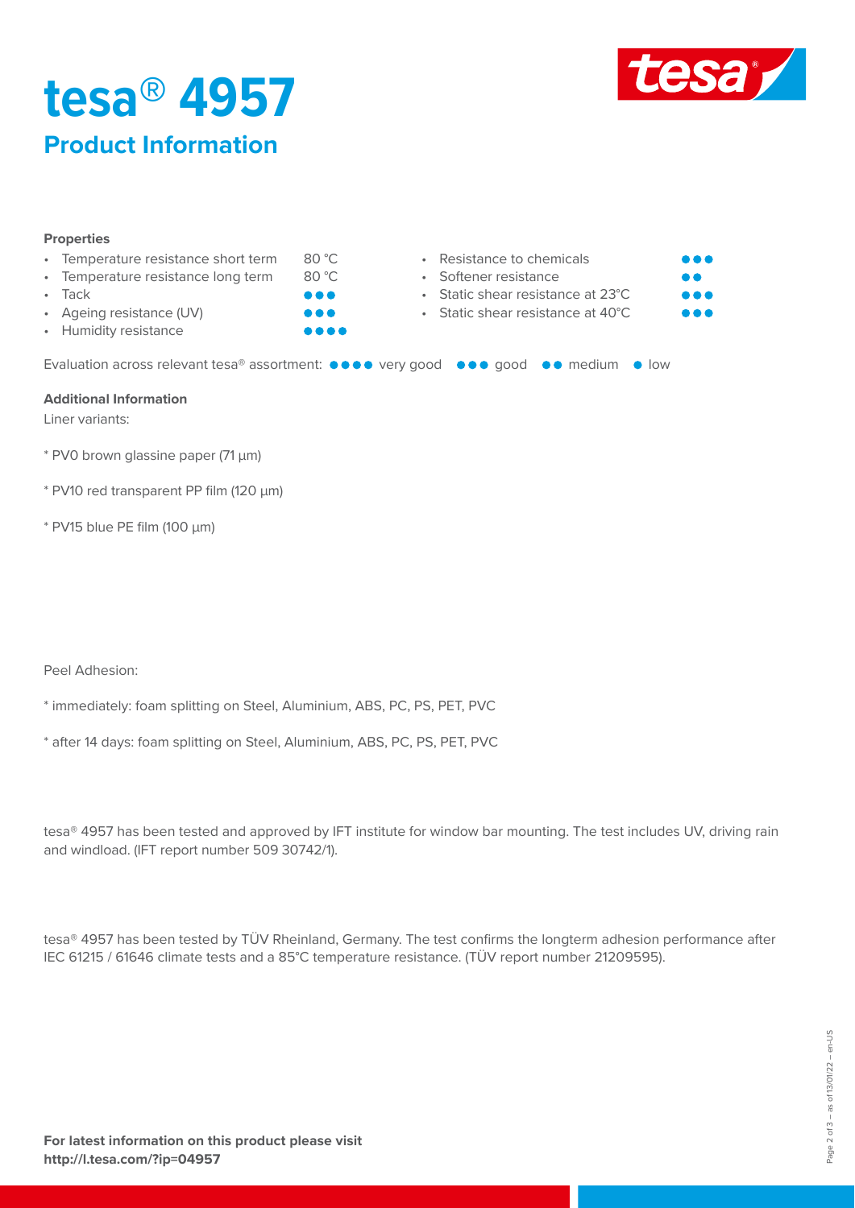# tesa® 4957

## Product Information

### Properties

| Property | Value | Property | Value |
|---|---|---|---|
| Temperature resistance short term | 80 °C | Resistance to chemicals | ●●● |
| Temperature resistance long term | 80 °C | Softener resistance | ●● |
| Tack | ●●● | Static shear resistance at 23°C | ●●● |
| Ageing resistance (UV) | ●●● | Static shear resistance at 40°C | ●●● |
| Humidity resistance | ●●●● | | |

Evaluation across relevant tesa® assortment: ●●●● very good ●●● good ●● medium ● low

### Additional Information

Liner variants:

* PV0 brown glassine paper (71 µm)

* PV10 red transparent PP film (120 µm)

* PV15 blue PE film (100 µm)

Peel Adhesion:

* immediately: foam splitting on Steel, Aluminium, ABS, PC, PS, PET, PVC

* after 14 days: foam splitting on Steel, Aluminium, ABS, PC, PS, PET, PVC

tesa® 4957 has been tested and approved by IFT institute for window bar mounting. The test includes UV, driving rain and windload. (IFT report number 509 30742/1).

tesa® 4957 has been tested by TÜV Rheinland, Germany. The test confirms the longterm adhesion performance after IEC 61215 / 61646 climate tests and a 85°C temperature resistance. (TÜV report number 21209595).

**For latest information on this product please visit http://l.tesa.com/?ip=04957**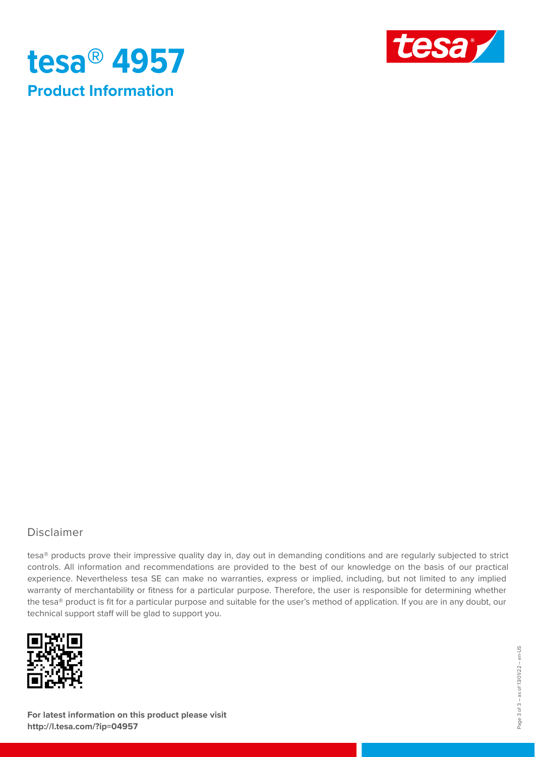# tesa® 4957

## Product Information

### Disclaimer

tesa® products prove their impressive quality day in, day out in demanding conditions and are regularly subjected to strict controls. All information and recommendations are provided to the best of our knowledge on the basis of our practical experience. Nevertheless tesa SE can make no warranties, express or implied, including, but not limited to any implied warranty of merchantability or fitness for a particular purpose. Therefore, the user is responsible for determining whether the tesa® product is fit for a particular purpose and suitable for the user's method of application. If you are in any doubt, our technical support staff will be glad to support you.

**For latest information on this product please visit**
**http://l.tesa.com/?ip=04957**